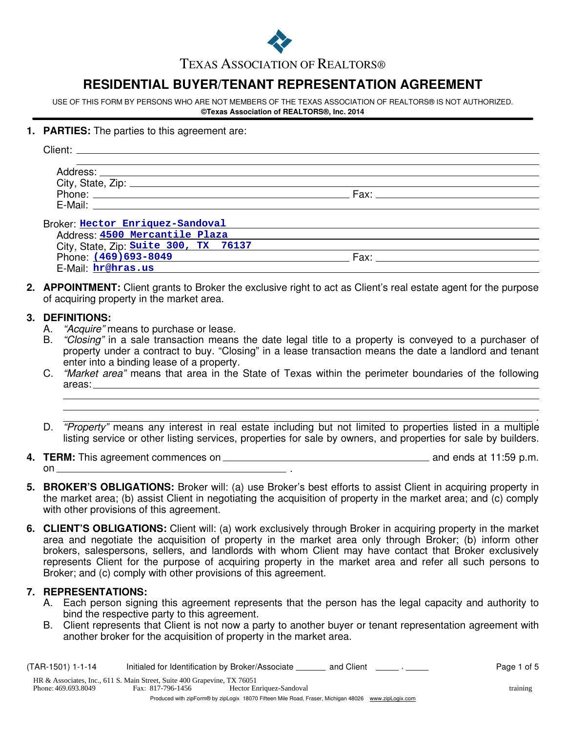TEXAS ASSOCIATION OF REALTORS®

# RESIDENTIAL BUYER/TENANT REPRESENTATION AGREEMENT

USE OF THIS FORM BY PERSONS WHO ARE NOT MEMBERS OF THE TEXAS ASSOCIATION OF REALTORS® IS NOT AUTHORIZED.
**©Texas Association of REALTORS®, Inc. 2014**

**1. PARTIES:** The parties to this agreement are:

Client: ______________________________________________

Address: ______________________________________________
City, State, Zip: ______________________________________________
Phone: ______________________ Fax: ______________________
E-Mail: ______________________________________________

Broker: **Hector Enriquez-Sandoval**
Address: **4500 Mercantile Plaza**
City, State, Zip: **Suite 300, TX 76137**
Phone: **(469)693-8049** Fax: ______________________
E-Mail: **hr@hras.us**

**2. APPOINTMENT:** Client grants to Broker the exclusive right to act as Client's real estate agent for the purpose of acquiring property in the market area.

**3. DEFINITIONS:**

A. *"Acquire"* means to purchase or lease.

B. *"Closing"* in a sale transaction means the date legal title to a property is conveyed to a purchaser of property under a contract to buy. "Closing" in a lease transaction means the date a landlord and tenant enter into a binding lease of a property.

C. *"Market area"* means that area in the State of Texas within the perimeter boundaries of the following areas: ______________________________________________.

D. *"Property"* means any interest in real estate including but not limited to properties listed in a multiple listing service or other listing services, properties for sale by owners, and properties for sale by builders.

**4. TERM:** This agreement commences on ______________________ and ends at 11:59 p.m. on ______________________ .

**5. BROKER'S OBLIGATIONS:** Broker will: (a) use Broker's best efforts to assist Client in acquiring property in the market area; (b) assist Client in negotiating the acquisition of property in the market area; and (c) comply with other provisions of this agreement.

**6. CLIENT'S OBLIGATIONS:** Client will: (a) work exclusively through Broker in acquiring property in the market area and negotiate the acquisition of property in the market area only through Broker; (b) inform other brokers, salespersons, sellers, and landlords with whom Client may have contact that Broker exclusively represents Client for the purpose of acquiring property in the market area and refer all such persons to Broker; and (c) comply with other provisions of this agreement.

**7. REPRESENTATIONS:**

A. Each person signing this agreement represents that the person has the legal capacity and authority to bind the respective party to this agreement.

B. Client represents that Client is not now a party to another buyer or tenant representation agreement with another broker for the acquisition of property in the market area.

(TAR-1501) 1-1-14 Initialed for Identification by Broker/Associate ______ and Client _____ , _____

HR & Associates, Inc., 611 S. Main Street, Suite 400 Grapevine, TX 76051
Phone: 469.693.8049 Fax: 817-796-1456 Hector Enriquez-Sandoval training

Produced with zipForm® by zipLogix 18070 Fifteen Mile Road, Fraser, Michigan 48026 www.zipLogix.com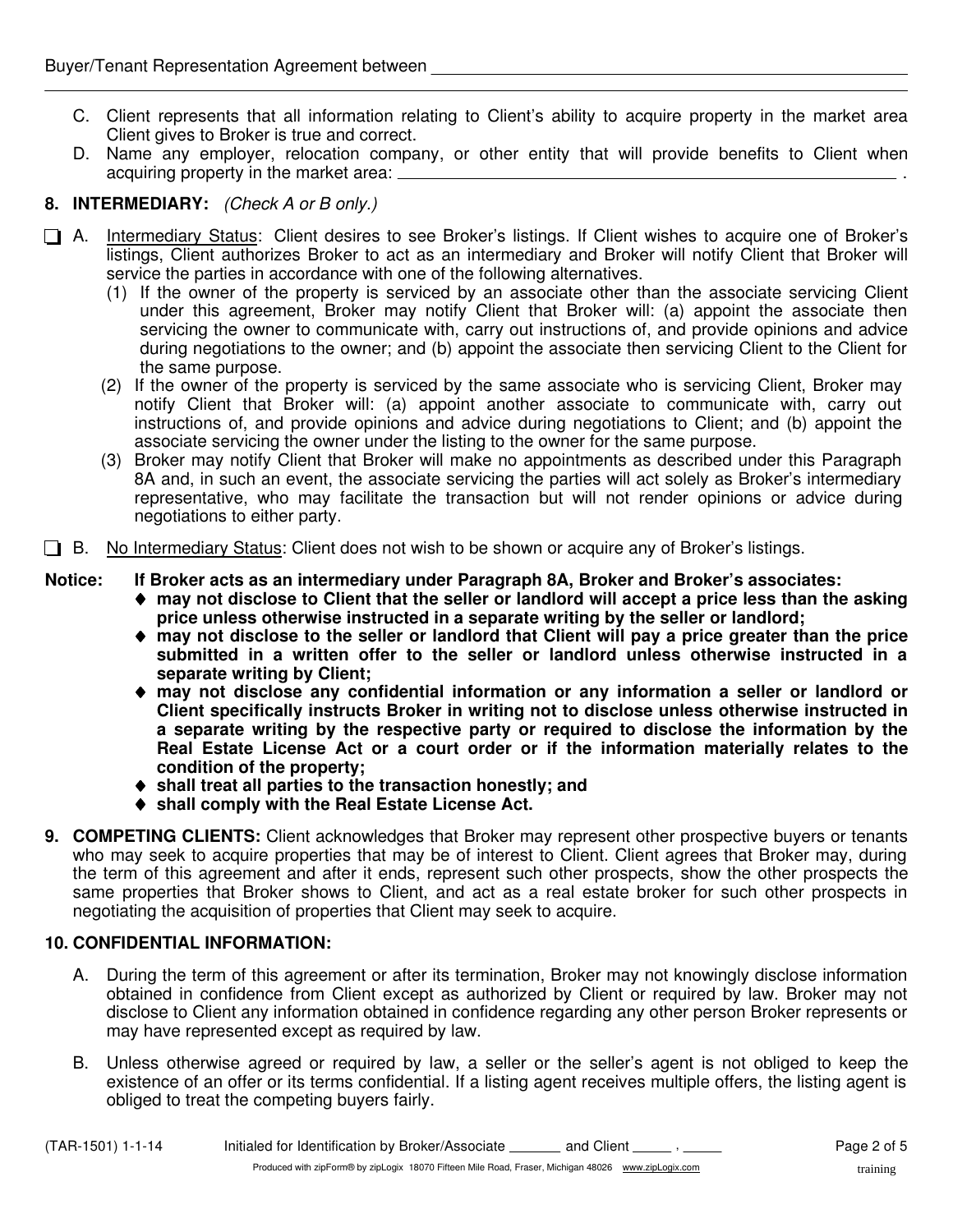Buyer/Tenant Representation Agreement between ______________________________________________

C. Client represents that all information relating to Client's ability to acquire property in the market area Client gives to Broker is true and correct.

D. Name any employer, relocation company, or other entity that will provide benefits to Client when acquiring property in the market area: ______________________________________________ .

**8. INTERMEDIARY:** *(Check A or B only.)*

☐ A. Intermediary Status: Client desires to see Broker's listings. If Client wishes to acquire one of Broker's listings, Client authorizes Broker to act as an intermediary and Broker will notify Client that Broker will service the parties in accordance with one of the following alternatives.

(1) If the owner of the property is serviced by an associate other than the associate servicing Client under this agreement, Broker may notify Client that Broker will: (a) appoint the associate then servicing the owner to communicate with, carry out instructions of, and provide opinions and advice during negotiations to the owner; and (b) appoint the associate then servicing Client to the Client for the same purpose.

(2) If the owner of the property is serviced by the same associate who is servicing Client, Broker may notify Client that Broker will: (a) appoint another associate to communicate with, carry out instructions of, and provide opinions and advice during negotiations to Client; and (b) appoint the associate servicing the owner under the listing to the owner for the same purpose.

(3) Broker may notify Client that Broker will make no appointments as described under this Paragraph 8A and, in such an event, the associate servicing the parties will act solely as Broker's intermediary representative, who may facilitate the transaction but will not render opinions or advice during negotiations to either party.

☐ B. No Intermediary Status: Client does not wish to be shown or acquire any of Broker's listings.

**Notice: If Broker acts as an intermediary under Paragraph 8A, Broker and Broker's associates:**

- **may not disclose to Client that the seller or landlord will accept a price less than the asking price unless otherwise instructed in a separate writing by the seller or landlord;**
- **may not disclose to the seller or landlord that Client will pay a price greater than the price submitted in a written offer to the seller or landlord unless otherwise instructed in a separate writing by Client;**
- **may not disclose any confidential information or any information a seller or landlord or Client specifically instructs Broker in writing not to disclose unless otherwise instructed in a separate writing by the respective party or required to disclose the information by the Real Estate License Act or a court order or if the information materially relates to the condition of the property;**
- **shall treat all parties to the transaction honestly; and**
- **shall comply with the Real Estate License Act.**

**9. COMPETING CLIENTS:** Client acknowledges that Broker may represent other prospective buyers or tenants who may seek to acquire properties that may be of interest to Client. Client agrees that Broker may, during the term of this agreement and after it ends, represent such other prospects, show the other prospects the same properties that Broker shows to Client, and act as a real estate broker for such other prospects in negotiating the acquisition of properties that Client may seek to acquire.

**10. CONFIDENTIAL INFORMATION:**

A. During the term of this agreement or after its termination, Broker may not knowingly disclose information obtained in confidence from Client except as authorized by Client or required by law. Broker may not disclose to Client any information obtained in confidence regarding any other person Broker represents or may have represented except as required by law.

B. Unless otherwise agreed or required by law, a seller or the seller's agent is not obliged to keep the existence of an offer or its terms confidential. If a listing agent receives multiple offers, the listing agent is obliged to treat the competing buyers fairly.

(TAR-1501) 1-1-14 Initialed for Identification by Broker/Associate _______ and Client _____ , _____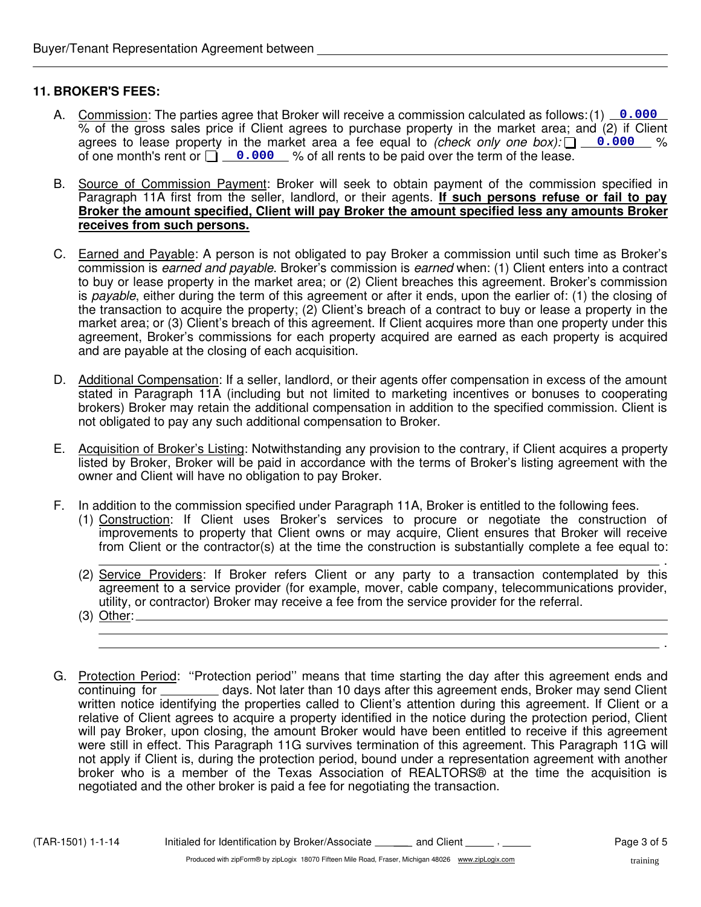Buyer/Tenant Representation Agreement between ______________________________________________

## 11. BROKER'S FEES:

A. Commission: The parties agree that Broker will receive a commission calculated as follows: (1) **0.000** % of the gross sales price if Client agrees to purchase property in the market area; and (2) if Client agrees to lease property in the market area a fee equal to *(check only one box):* ☐ **0.000** % of one month's rent or ☐ **0.000** % of all rents to be paid over the term of the lease.

B. Source of Commission Payment: Broker will seek to obtain payment of the commission specified in Paragraph 11A first from the seller, landlord, or their agents. **If such persons refuse or fail to pay Broker the amount specified, Client will pay Broker the amount specified less any amounts Broker receives from such persons.**

C. Earned and Payable: A person is not obligated to pay Broker a commission until such time as Broker's commission is *earned and payable*. Broker's commission is *earned* when: (1) Client enters into a contract to buy or lease property in the market area; or (2) Client breaches this agreement. Broker's commission is *payable*, either during the term of this agreement or after it ends, upon the earlier of: (1) the closing of the transaction to acquire the property; (2) Client's breach of a contract to buy or lease a property in the market area; or (3) Client's breach of this agreement. If Client acquires more than one property under this agreement, Broker's commissions for each property acquired are earned as each property is acquired and are payable at the closing of each acquisition.

D. Additional Compensation: If a seller, landlord, or their agents offer compensation in excess of the amount stated in Paragraph 11A (including but not limited to marketing incentives or bonuses to cooperating brokers) Broker may retain the additional compensation in addition to the specified commission. Client is not obligated to pay any such additional compensation to Broker.

E. Acquisition of Broker's Listing: Notwithstanding any provision to the contrary, if Client acquires a property listed by Broker, Broker will be paid in accordance with the terms of Broker's listing agreement with the owner and Client will have no obligation to pay Broker.

F. In addition to the commission specified under Paragraph 11A, Broker is entitled to the following fees.

(1) Construction: If Client uses Broker's services to procure or negotiate the construction of improvements to property that Client owns or may acquire, Client ensures that Broker will receive from Client or the contractor(s) at the time the construction is substantially complete a fee equal to: ______________________________________________.

(2) Service Providers: If Broker refers Client or any party to a transaction contemplated by this agreement to a service provider (for example, mover, cable company, telecommunications provider, utility, or contractor) Broker may receive a fee from the service provider for the referral.

(3) Other: ______________________________________________
______________________________________________
______________________________________________.

G. Protection Period: "Protection period" means that time starting the day after this agreement ends and continuing for ________ days. Not later than 10 days after this agreement ends, Broker may send Client written notice identifying the properties called to Client's attention during this agreement. If Client or a relative of Client agrees to acquire a property identified in the notice during the protection period, Client will pay Broker, upon closing, the amount Broker would have been entitled to receive if this agreement were still in effect. This Paragraph 11G survives termination of this agreement. This Paragraph 11G will not apply if Client is, during the protection period, bound under a representation agreement with another broker who is a member of the Texas Association of REALTORS® at the time the acquisition is negotiated and the other broker is paid a fee for negotiating the transaction.

(TAR-1501) 1-1-14 Initialed for Identification by Broker/Associate _______ and Client _____ , _____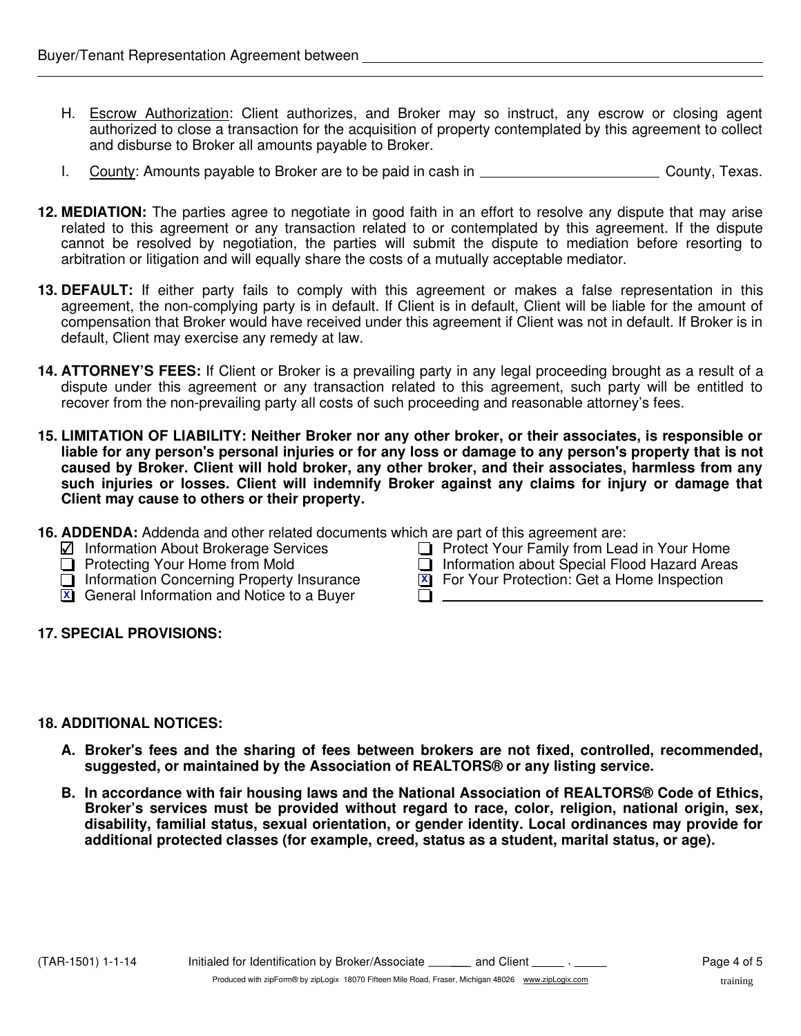Buyer/Tenant Representation Agreement between ______________________________________________

H. Escrow Authorization: Client authorizes, and Broker may so instruct, any escrow or closing agent authorized to close a transaction for the acquisition of property contemplated by this agreement to collect and disburse to Broker all amounts payable to Broker.

I. County: Amounts payable to Broker are to be paid in cash in ____________________ County, Texas.

**12. MEDIATION:** The parties agree to negotiate in good faith in an effort to resolve any dispute that may arise related to this agreement or any transaction related to or contemplated by this agreement. If the dispute cannot be resolved by negotiation, the parties will submit the dispute to mediation before resorting to arbitration or litigation and will equally share the costs of a mutually acceptable mediator.

**13. DEFAULT:** If either party fails to comply with this agreement or makes a false representation in this agreement, the non-complying party is in default. If Client is in default, Client will be liable for the amount of compensation that Broker would have received under this agreement if Client was not in default. If Broker is in default, Client may exercise any remedy at law.

**14. ATTORNEY'S FEES:** If Client or Broker is a prevailing party in any legal proceeding brought as a result of a dispute under this agreement or any transaction related to this agreement, such party will be entitled to recover from the non-prevailing party all costs of such proceeding and reasonable attorney's fees.

**15. LIMITATION OF LIABILITY: Neither Broker nor any other broker, or their associates, is responsible or liable for any person's personal injuries or for any loss or damage to any person's property that is not caused by Broker. Client will hold broker, any other broker, and their associates, harmless from any such injuries or losses. Client will indemnify Broker against any claims for injury or damage that Client may cause to others or their property.**

**16. ADDENDA:** Addenda and other related documents which are part of this agreement are:

- [x] Information About Brokerage Services
- [ ] Protecting Your Home from Mold
- [ ] Information Concerning Property Insurance
- [x] General Information and Notice to a Buyer
- [ ] Protect Your Family from Lead in Your Home
- [ ] Information about Special Flood Hazard Areas
- [x] For Your Protection: Get a Home Inspection
- [ ] ______________________________

**17. SPECIAL PROVISIONS:**

**18. ADDITIONAL NOTICES:**

**A. Broker's fees and the sharing of fees between brokers are not fixed, controlled, recommended, suggested, or maintained by the Association of REALTORS® or any listing service.**

**B. In accordance with fair housing laws and the National Association of REALTORS® Code of Ethics, Broker's services must be provided without regard to race, color, religion, national origin, sex, disability, familial status, sexual orientation, or gender identity. Local ordinances may provide for additional protected classes (for example, creed, status as a student, marital status, or age).**

(TAR-1501) 1-1-14 Initialed for Identification by Broker/Associate _______ and Client _____ , _____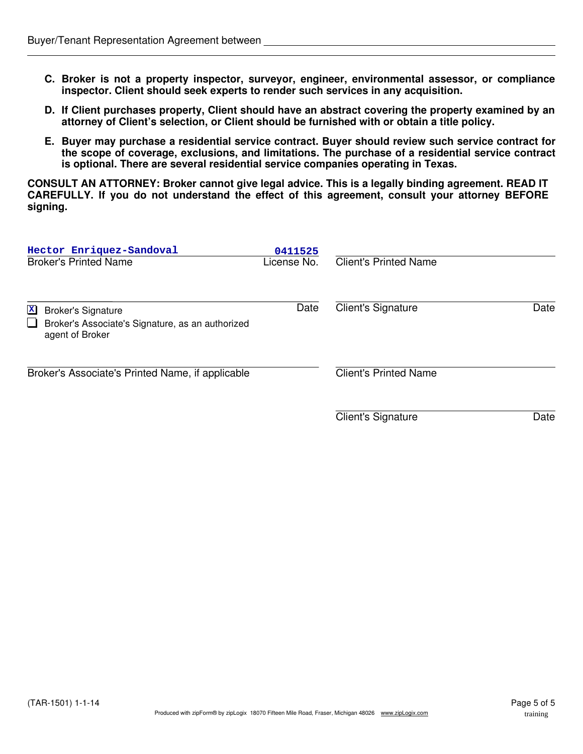Buyer/Tenant Representation Agreement between ______________________________

**C. Broker is not a property inspector, surveyor, engineer, environmental assessor, or compliance inspector. Client should seek experts to render such services in any acquisition.**

**D. If Client purchases property, Client should have an abstract covering the property examined by an attorney of Client's selection, or Client should be furnished with or obtain a title policy.**

**E. Buyer may purchase a residential service contract. Buyer should review such service contract for the scope of coverage, exclusions, and limitations. The purchase of a residential service contract is optional. There are several residential service companies operating in Texas.**

**CONSULT AN ATTORNEY: Broker cannot give legal advice. This is a legally binding agreement. READ IT CAREFULLY. If you do not understand the effect of this agreement, consult your attorney BEFORE signing.**

| | | |
|---|---|---|
| Hector Enriquez-Sandoval | 0411525 | |
| Broker's Printed Name | License No. | Client's Printed Name |
| [X] Broker's Signature<br>[ ] Broker's Associate's Signature, as an authorized agent of Broker | Date | Client's Signature    Date |
| Broker's Associate's Printed Name, if applicable | | Client's Printed Name |
| | | Client's Signature    Date |

(TAR-1501) 1-1-14

Produced with zipForm® by zipLogix 18070 Fifteen Mile Road, Fraser, Michigan 48026 www.zipLogix.com

training